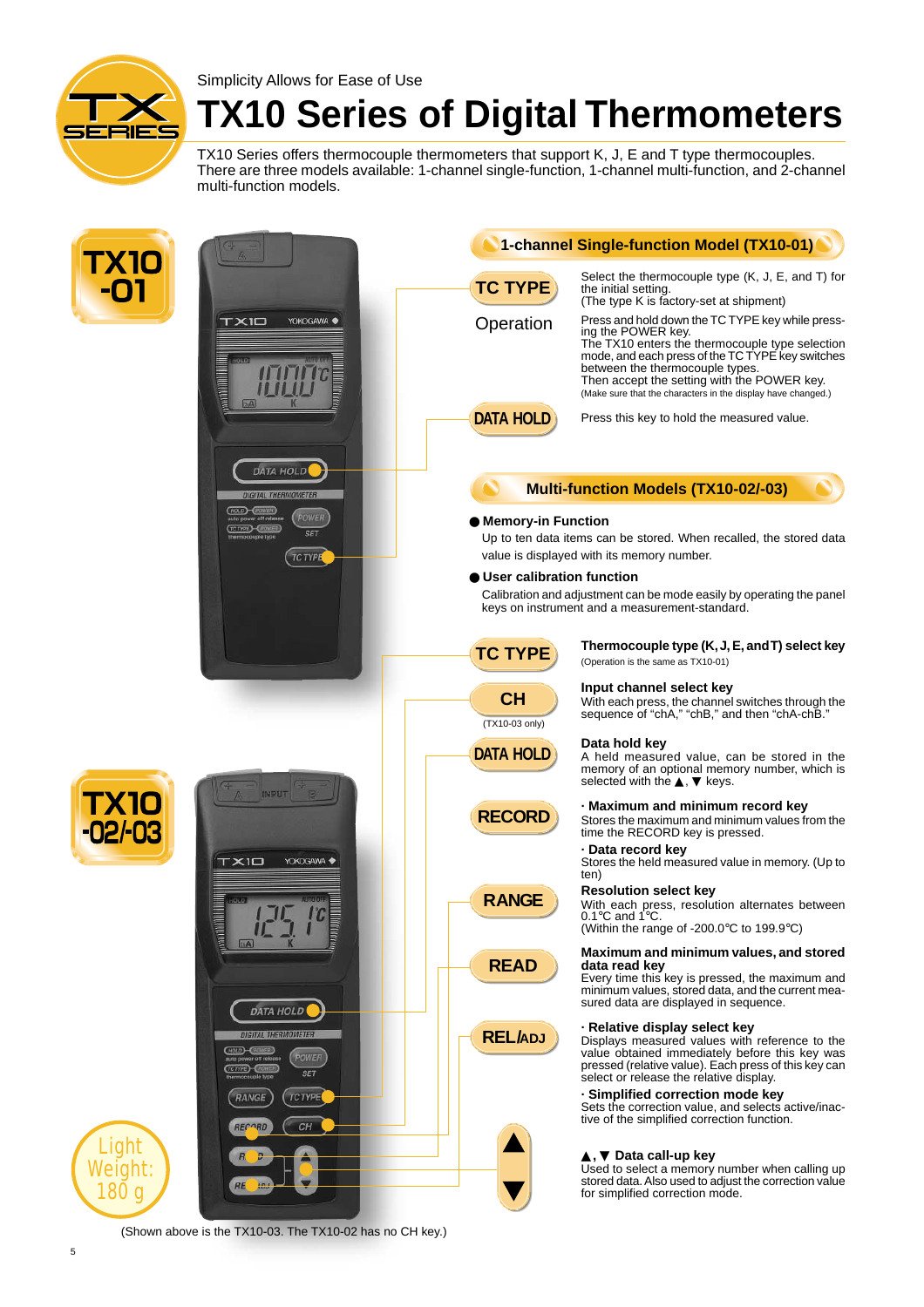Simplicity Allows for Ease of Use

# TX10 Series of Digital Thermometers

TX10 Series offers thermocouple thermometers that support K, J, E and T type thermocouples. There are three models available: 1-channel single-function, 1-channel multi-function, and 2-channel multi-function models.

## TX10 -01

### 1-channel Single-function Model (TX10-01)

**TC TYPE**

Select the thermocouple type (K, J, E, and T) for the initial setting.
(The type K is factory-set at shipment)

**Operation**

Press and hold down the TC TYPE key while pressing the POWER key.
The TX10 enters the thermocouple type selection mode, and each press of the TC TYPE key switches between the thermocouple types.
Then accept the setting with the POWER key.
(Make sure that the characters in the display have changed.)

**DATA HOLD**

Press this key to hold the measured value.

## TX10 -02/-03

### Multi-function Models (TX10-02/-03)

- **Memory-in Function**
  Up to ten data items can be stored. When recalled, the stored data value is displayed with its memory number.
- **User calibration function**
  Calibration and adjustment can be mode easily by operating the panel keys on instrument and a measurement-standard.

**TC TYPE**

**Thermocouple type (K, J, E, and T) select key**
(Operation is the same as TX10-01)

**CH** (TX10-03 only)

**Input channel select key**
With each press, the channel switches through the sequence of "chA," "chB," and then "chA-chB."

**DATA HOLD**

**Data hold key**
A held measured value, can be stored in the memory of an optional memory number, which is selected with the ▲, ▼ keys.

**RECORD**

**· Maximum and minimum record key**
Stores the maximum and minimum values from the time the RECORD key is pressed.

**· Data record key**
Stores the held measured value in memory. (Up to ten)

**RANGE**

**Resolution select key**
With each press, resolution alternates between 0.1°C and 1°C.
(Within the range of -200.0°C to 199.9°C)

**READ**

**Maximum and minimum values, and stored data read key**
Every time this key is pressed, the maximum and minimum values, stored data, and the current measured data are displayed in sequence.

**REL/ADJ**

**· Relative display select key**
Displays measured values with reference to the value obtained immediately before this key was pressed (relative value). Each press of this key can select or release the relative display.

**· Simplified correction mode key**
Sets the correction value, and selects active/inactive of the simplified correction function.

**▲, ▼**

**▲, ▼ Data call-up key**
Used to select a memory number when calling up stored data. Also used to adjust the correction value for simplified correction mode.

Light Weight: 180 g

(Shown above is the TX10-03. The TX10-02 has no CH key.)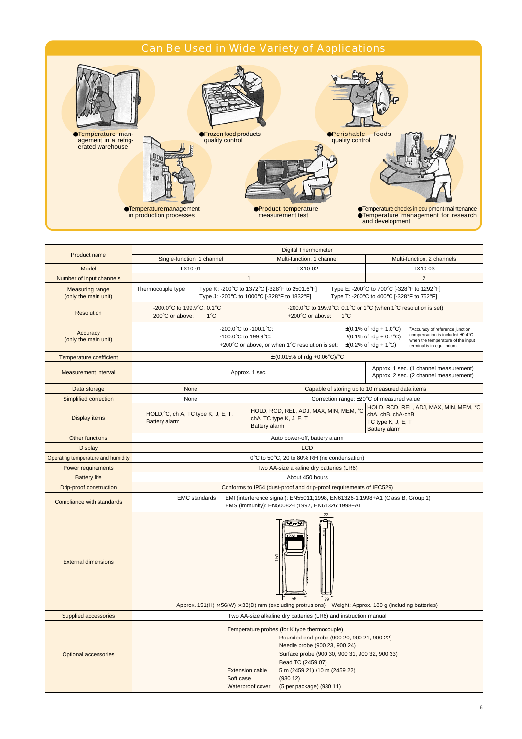## Can Be Used in Wide Variety of Applications

- Temperature management in a refrigerated warehouse
- Frozen food products quality control
- Perishable foods quality control
- Temperature management in production processes
- Product temperature measurement test
- Temperature checks in equipment maintenance
- Temperature management for research and development

| Product name | Digital Thermometer | | |
|---|---|---|---|
| | Single-function, 1 channel | Multi-function, 1 channel | Multi-function, 2 channels |
| Model | TX10-01 | TX10-02 | TX10-03 |
| Number of input channels | 1 | | 2 |
| Measuring range (only the main unit) | Thermocouple type Type K: -200°C to 1372°C [-328°F to 2501.6°F] Type J: -200°C to 1000°C [-328°F to 1832°F] Type E: -200°C to 700°C [-328°F to 1292°F] Type T: -200°C to 400°C [-328°F to 752°F] | | |
| Resolution | -200.0°C to 199.9°C: 0.1°C<br>200°C or above: 1°C | -200.0°C to 199.9°C: 0.1°C or 1°C (when 1°C resolution is set)<br>+200°C or above: 1°C | |
| Accuracy (only the main unit) | -200.0°C to -100.1°C: ±(0.1% of rdg + 1.0°C)<br>-100.0°C to 199.9°C: ±(0.1% of rdg + 0.7°C)<br>+200°C or above, or when 1°C resolution is set: ±(0.2% of rdg + 1°C)<br>*Accuracy of reference junction compensation is included ±0.4°C when the temperature of the input terminal is in equilibrium. | | |
| Temperature coefficient | ± (0.015% of rdg +0.06°C)/°C | | |
| Measurement interval | Approx. 1 sec. | | Approx. 1 sec. (1 channel measurement)<br>Approx. 2 sec. (2 channel measurement) |
| Data storage | None | Capable of storing up to 10 measured data items | |
| Simplified correction | None | Correction range: ±20°C of measured value | |
| Display items | HOLD, °C, ch A, TC type K, J, E, T, Battery alarm | HOLD, RCD, REL, ADJ, MAX, MIN, MEM, °C chA, TC type K, J, E, T<br>Battery alarm | HOLD, RCD, REL, ADJ, MAX, MIN, MEM, °C chA, chB, chA-chB<br>TC type K, J, E, T<br>Battery alarm |
| Other functions | Auto power-off, battery alarm | | |
| Display | LCD | | |
| Operating temperature and humidity | 0°C to 50°C, 20 to 80% RH (no condensation) | | |
| Power requirements | Two AA-size alkaline dry batteries (LR6) | | |
| Battery life | About 450 hours | | |
| Drip-proof construction | Conforms to IP54 (dust-proof and drip-proof requirements of IEC529) | | |
| Compliance with standards | EMC standards EMI (interference signal): EN55011;1998, EN61326-1;1998+A1 (Class B, Group 1)<br>EMS (immunity): EN50082-1;1997, EN61326;1998+A1 | | |
| External dimensions | 151 / 56 / 33 / 29<br>Approx. 151(H) ×56(W) ×33(D) mm (excluding protrusions) Weight: Approx. 180 g (including batteries) | | |
| Supplied accessories | Two AA-size alkaline dry batteries (LR6) and instruction manual | | |
| Optional accessories | Temperature probes (for K type thermocouple)<br>Rounded end probe (900 20, 900 21, 900 22)<br>Needle probe (900 23, 900 24)<br>Surface probe (900 30, 900 31, 900 32, 900 33)<br>Bead TC (2459 07)<br>Extension cable 5 m (2459 21) /10 m (2459 22)<br>Soft case (930 12)<br>Waterproof cover (5-per package) (930 11) | | |